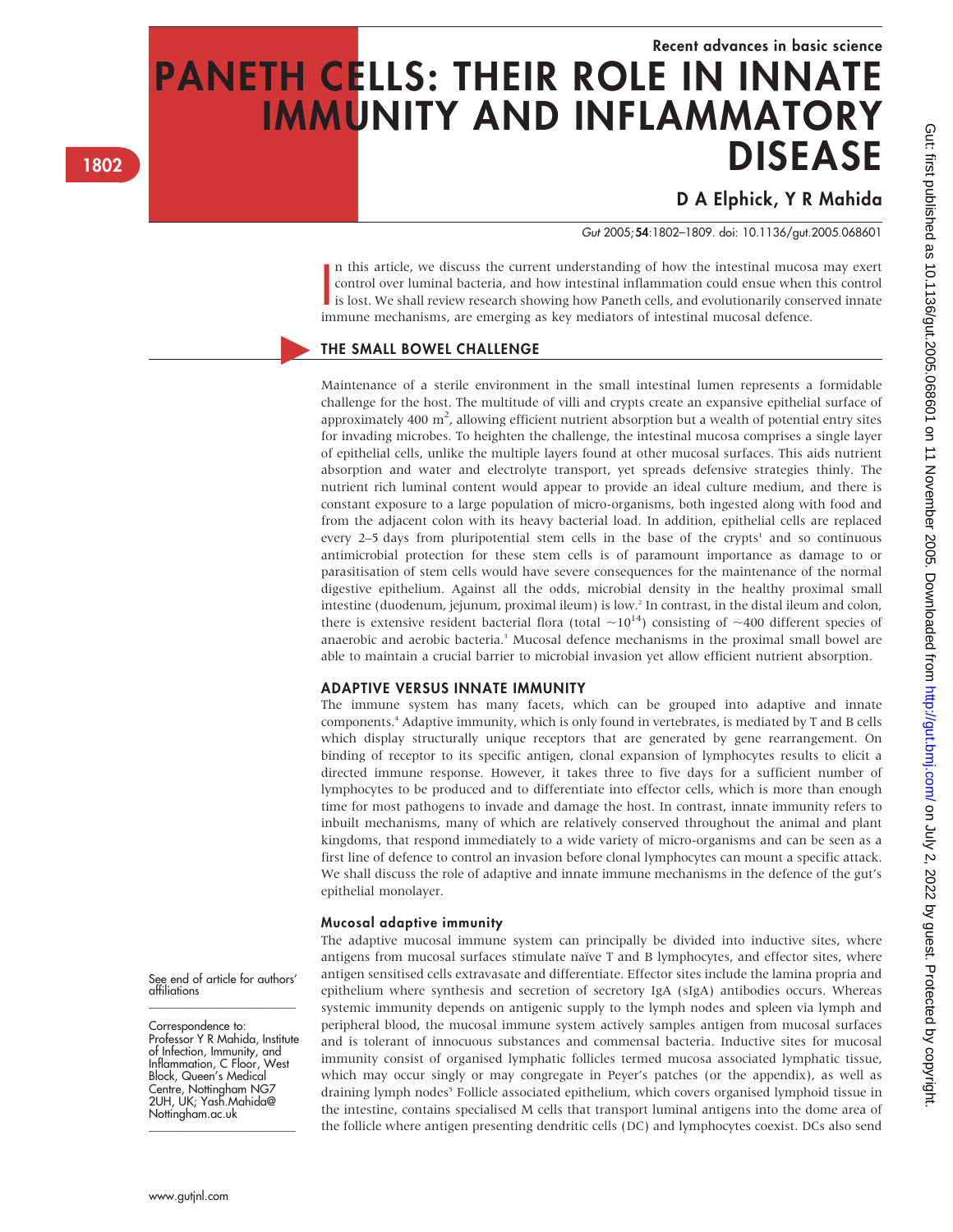Recent advances in basic science

# PANETH CELLS: THEIR ROLE IN INNATE IMMUNITY AND INFLAMMATORY DISEASE

**D A Elphick, Y R Mahida**

In this article, we discuss the current understanding of how the intestinal mucosa may exert control over luminal bacteria, and how intestinal inflammation could ensue when this control is lost. We shall review research showing how Paneth cells, and evolutionarily conserved innate immune mechanisms, are emerging as key mediators of intestinal mucosal defence.

## THE SMALL BOWEL CHALLENGE

Maintenance of a sterile environment in the small intestinal lumen represents a formidable challenge for the host. The multitude of villi and crypts create an expansive epithelial surface of approximately 400 $m^2$, allowing efficient nutrient absorption but a wealth of potential entry sites for invading microbes. To heighten the challenge, the intestinal mucosa comprises a single layer of epithelial cells, unlike the multiple layers found at other mucosal surfaces. This aids nutrient absorption and water and electrolyte transport, yet spreads defensive strategies thinly. The nutrient rich luminal content would appear to provide an ideal culture medium, and there is constant exposure to a large population of micro-organisms, both ingested along with food and from the adjacent colon with its heavy bacterial load. In addition, epithelial cells are replaced every 2–5 days from pluripotential stem cells in the base of the crypts[1] and so continuous antimicrobial protection for these stem cells is of paramount importance as damage to or parasitisation of stem cells would have severe consequences for the maintenance of the normal digestive epithelium. Against all the odds, microbial density in the healthy proximal small intestine (duodenum, jejunum, proximal ileum) is low.[2] In contrast, in the distal ileum and colon, there is extensive resident bacterial flora (total $\sim 10^{14}$) consisting of $\sim$400 different species of anaerobic and aerobic bacteria.[3] Mucosal defence mechanisms in the proximal small bowel are able to maintain a crucial barrier to microbial invasion yet allow efficient nutrient absorption.

## ADAPTIVE VERSUS INNATE IMMUNITY

The immune system has many facets, which can be grouped into adaptive and innate components.[4] Adaptive immunity, which is only found in vertebrates, is mediated by T and B cells which display structurally unique receptors that are generated by gene rearrangement. On binding of receptor to its specific antigen, clonal expansion of lymphocytes results to elicit a directed immune response. However, it takes three to five days for a sufficient number of lymphocytes to be produced and to differentiate into effector cells, which is more than enough time for most pathogens to invade and damage the host. In contrast, innate immunity refers to inbuilt mechanisms, many of which are relatively conserved throughout the animal and plant kingdoms, that respond immediately to a wide variety of micro-organisms and can be seen as a first line of defence to control an invasion before clonal lymphocytes can mount a specific attack. We shall discuss the role of adaptive and innate immune mechanisms in the defence of the gut's epithelial monolayer.

### Mucosal adaptive immunity

The adaptive mucosal immune system can principally be divided into inductive sites, where antigens from mucosal surfaces stimulate naïve T and B lymphocytes, and effector sites, where antigen sensitised cells extravasate and differentiate. Effector sites include the lamina propria and epithelium where synthesis and secretion of secretory IgA (sIgA) antibodies occurs. Whereas systemic immunity depends on antigenic supply to the lymph nodes and spleen via lymph and peripheral blood, the mucosal immune system actively samples antigen from mucosal surfaces and is tolerant of innocuous substances and commensal bacteria. Inductive sites for mucosal immunity consist of organised lymphatic follicles termed mucosa associated lymphatic tissue, which may occur singly or may congregate in Peyer's patches (or the appendix), as well as draining lymph nodes[5] Follicle associated epithelium, which covers organised lymphoid tissue in the intestine, contains specialised M cells that transport luminal antigens into the dome area of the follicle where antigen presenting dendritic cells (DC) and lymphocytes coexist. DCs also send

See end of article for authors' affiliations

Correspondence to: Professor Y R Mahida, Institute of Infection, Immunity, and Inflammation, C Floor, West Block, Queen's Medical Centre, Nottingham NG7 2UH, UK; Yash.Mahida@Nottingham.ac.uk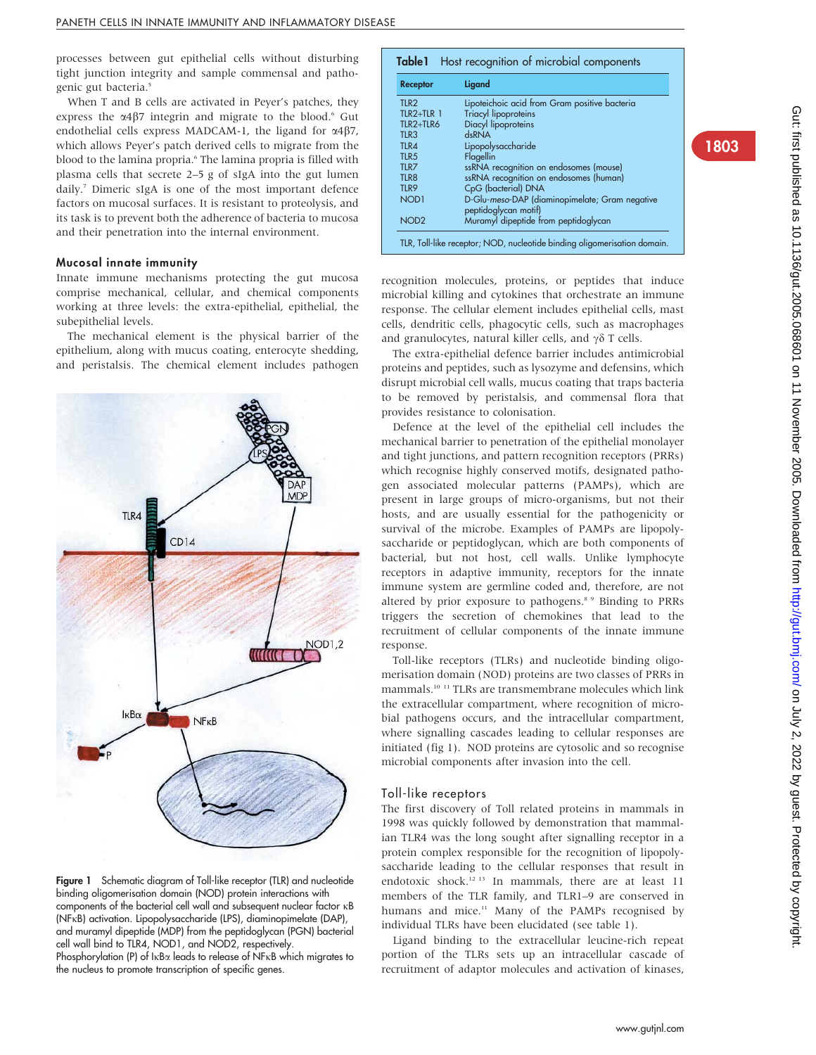processes between gut epithelial cells without disturbing tight junction integrity and sample commensal and pathogenic gut bacteria.[5]

When T and B cells are activated in Peyer's patches, they express the α4β7 integrin and migrate to the blood.[6] Gut endothelial cells express MADCAM-1, the ligand for α4β7, which allows Peyer's patch derived cells to migrate from the blood to the lamina propria.[6] The lamina propria is filled with plasma cells that secrete 2–5 g of sIgA into the gut lumen daily.[7] Dimeric sIgA is one of the most important defence factors on mucosal surfaces. It is resistant to proteolysis, and its task is to prevent both the adherence of bacteria to mucosa and their penetration into the internal environment.

### Mucosal innate immunity

Innate immune mechanisms protecting the gut mucosa comprise mechanical, cellular, and chemical components working at three levels: the extra-epithelial, epithelial, the subepithelial levels.

The mechanical element is the physical barrier of the epithelium, along with mucus coating, enterocyte shedding, and peristalsis. The chemical element includes pathogen recognition molecules, proteins, or peptides that induce microbial killing and cytokines that orchestrate an immune response. The cellular element includes epithelial cells, mast cells, dendritic cells, phagocytic cells, such as macrophages and granulocytes, natural killer cells, and γδ T cells.

The extra-epithelial defence barrier includes antimicrobial proteins and peptides, such as lysozyme and defensins, which disrupt microbial cell walls, mucus coating that traps bacteria to be removed by peristalsis, and commensal flora that provides resistance to colonisation.

Defence at the level of the epithelial cell includes the mechanical barrier to penetration of the epithelial monolayer and tight junctions, and pattern recognition receptors (PRRs) which recognise highly conserved motifs, designated pathogen associated molecular patterns (PAMPs), which are present in large groups of micro-organisms, but not their hosts, and are usually essential for the pathogenicity or survival of the microbe. Examples of PAMPs are lipopolysaccharide or peptidoglycan, which are both components of bacterial, but not host, cell walls. Unlike lymphocyte receptors in adaptive immunity, receptors for the innate immune system are germline coded and, therefore, are not altered by prior exposure to pathogens.[8,9] Binding to PRRs triggers the secretion of chemokines that lead to the recruitment of cellular components of the innate immune response.

Toll-like receptors (TLRs) and nucleotide binding oligomerisation domain (NOD) proteins are two classes of PRRs in mammals.[10,11] TLRs are transmembrane molecules which link the extracellular compartment, where recognition of microbial pathogens occurs, and the intracellular compartment, where signalling cascades leading to cellular responses are initiated (fig 1). NOD proteins are cytosolic and so recognise microbial components after invasion into the cell.

TLR4

CD14

PGN

LPS

DAP

MDP

NOD1,2

IκBα

NFκB

P

**Figure 1** Schematic diagram of Toll-like receptor (TLR) and nucleotide binding oligomerisation domain (NOD) protein interactions with components of the bacterial cell wall and subsequent nuclear factor κB (NFκB) activation. Lipopolysaccharide (LPS), diaminopimelate (DAP), and muramyl dipeptide (MDP) from the peptidoglycan (PGN) bacterial cell wall bind to TLR4, NOD1, and NOD2, respectively. Phosphorylation (P) of IκBα leads to release of NFκB which migrates to the nucleus to promote transcription of specific genes.

**Table 1** Host recognition of microbial components

| Receptor | Ligand |
|---|---|
| TLR2 | Lipoteichoic acid from Gram positive bacteria |
| TLR2+TLR 1 | Triacyl lipoproteins |
| TLR2+TLR6 | Diacyl lipoproteins |
| TLR3 | dsRNA |
| TLR4 | Lipopolysaccharide |
| TLR5 | Flagellin |
| TLR7 | ssRNA recognition on endosomes (mouse) |
| TLR8 | ssRNA recognition on endosomes (human) |
| TLR9 | CpG (bacterial) DNA |
| NOD1 | D-Glu-*meso*-DAP (diaminopimelate; Gram negative peptidoglycan motif) |
| NOD2 | Muramyl dipeptide from peptidoglycan |

TLR, Toll-like receptor; NOD, nucleotide binding oligomerisation domain.

### Toll-like receptors

The first discovery of Toll related proteins in mammals in 1998 was quickly followed by demonstration that mammalian TLR4 was the long sought after signalling receptor in a protein complex responsible for the recognition of lipopolysaccharide leading to the cellular responses that result in endotoxic shock.[12,13] In mammals, there are at least 11 members of the TLR family, and TLR1–9 are conserved in humans and mice.[11] Many of the PAMPs recognised by individual TLRs have been elucidated (see table 1).

Ligand binding to the extracellular leucine-rich repeat portion of the TLRs sets up an intracellular cascade of recruitment of adaptor molecules and activation of kinases,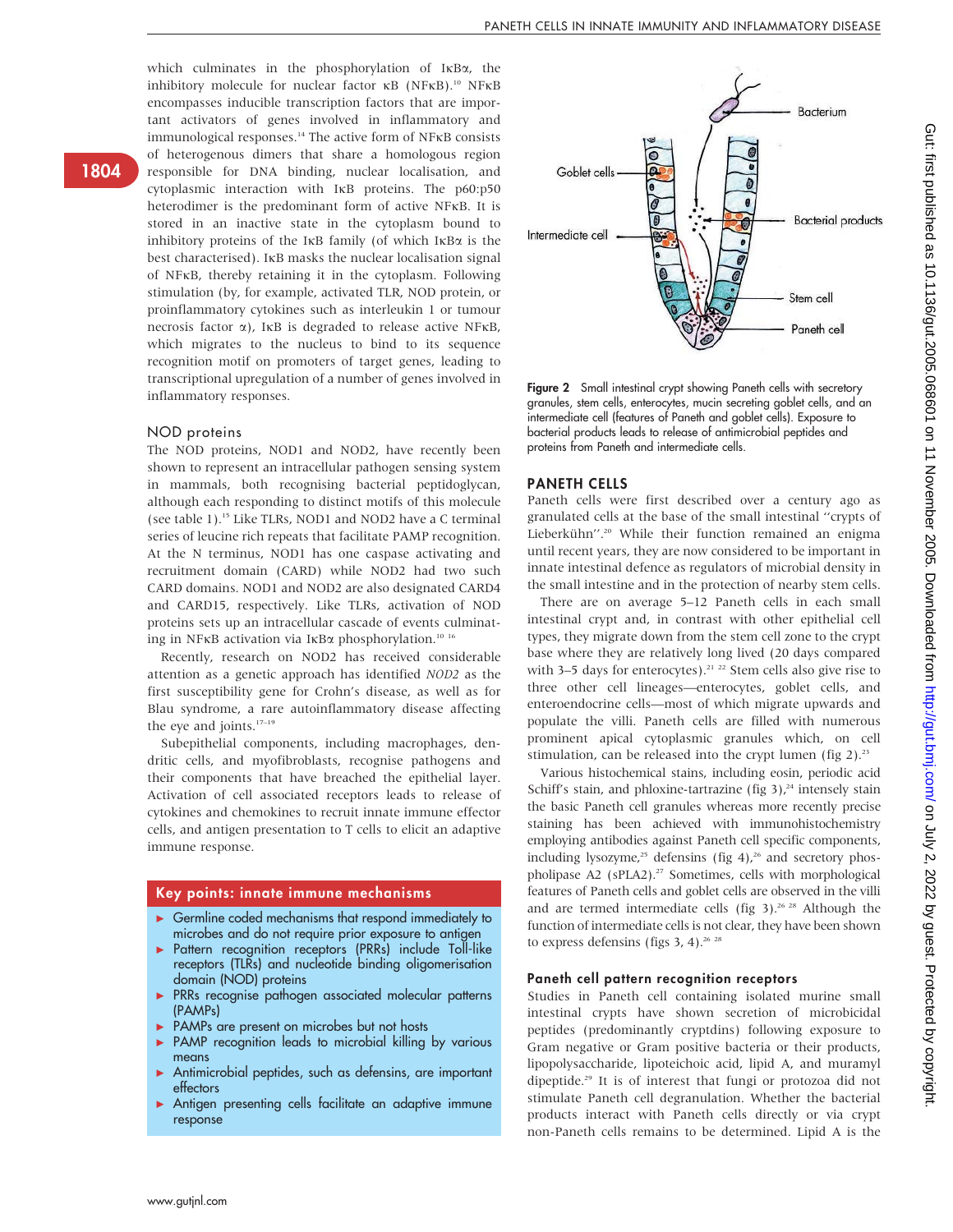which culminates in the phosphorylation of IκBα, the inhibitory molecule for nuclear factor κB (NFκB).[10] NFκB encompasses inducible transcription factors that are important activators of genes involved in inflammatory and immunological responses.[14] The active form of NFκB consists of heterogeneous dimers that share a homologous region responsible for DNA binding, nuclear localisation, and cytoplasmic interaction with IκB proteins. The p60:p50 heterodimer is the predominant form of active NFκB. It is stored in an inactive state in the cytoplasm bound to inhibitory proteins of the IκB family (of which IκBα is the best characterised). IκB masks the nuclear localisation signal of NFκB, thereby retaining it in the cytoplasm. Following stimulation (by, for example, activated TLR, NOD protein, or proinflammatory cytokines such as interleukin 1 or tumour necrosis factor α), IκB is degraded to release active NFκB, which migrates to the nucleus to bind to its sequence recognition motif on promoters of target genes, leading to transcriptional upregulation of a number of genes involved in inflammatory responses.

### NOD proteins

The NOD proteins, NOD1 and NOD2, have recently been shown to represent an intracellular pathogen sensing system in mammals, both recognising bacterial peptidoglycan, although each responding to distinct motifs of this molecule (see table 1).[15] Like TLRs, NOD1 and NOD2 have a C terminal series of leucine rich repeats that facilitate PAMP recognition. At the N terminus, NOD1 has one caspase activating and recruitment domain (CARD) while NOD2 had two such CARD domains. NOD1 and NOD2 are also designated CARD4 and CARD15, respectively. Like TLRs, activation of NOD proteins sets up an intracellular cascade of events culminating in NFκB activation via IκBα phosphorylation.[10 16]

Recently, research on NOD2 has received considerable attention as a genetic approach has identified *NOD2* as the first susceptibility gene for Crohn's disease, as well as for Blau syndrome, a rare autoinflammatory disease affecting the eye and joints.[17–19]

Subepithelial components, including macrophages, dendritic cells, and myofibroblasts, recognise pathogens and their components that have breached the epithelial layer. Activation of cell associated receptors leads to release of cytokines and chemokines to recruit innate immune effector cells, and antigen presentation to T cells to elicit an adaptive immune response.

**Key points: innate immune mechanisms**

- Germline coded mechanisms that respond immediately to microbes and do not require prior exposure to antigen
- Pattern recognition receptors (PRRs) include Toll-like receptors (TLRs) and nucleotide binding oligomerisation domain (NOD) proteins
- PRRs recognise pathogen associated molecular patterns (PAMPs)
- PAMPs are present on microbes but not hosts
- PAMP recognition leads to microbial killing by various means
- Antimicrobial peptides, such as defensins, are important effectors
- Antigen presenting cells facilitate an adaptive immune response

Figure 2 Small intestinal crypt showing Paneth cells with secretory granules, stem cells, enterocytes, mucin secreting goblet cells, and an intermediate cell (features of Paneth and goblet cells). Exposure to bacterial products leads to release of antimicrobial peptides and proteins from Paneth and intermediate cells.

## PANETH CELLS

Paneth cells were first described over a century ago as granulated cells at the base of the small intestinal "crypts of Lieberkühn".[20] While their function remained an enigma until recent years, they are now considered to be important in innate intestinal defence as regulators of microbial density in the small intestine and in the protection of nearby stem cells.

There are on average 5–12 Paneth cells in each small intestinal crypt and, in contrast with other epithelial cell types, they migrate down from the stem cell zone to the crypt base where they are relatively long lived (20 days compared with 3–5 days for enterocytes).[21 22] Stem cells also give rise to three other cell lineages—enterocytes, goblet cells, and enteroendocrine cells—most of which migrate upwards and populate the villi. Paneth cells are filled with numerous prominent apical cytoplasmic granules which, on cell stimulation, can be released into the crypt lumen (fig 2).[23]

Various histochemical stains, including eosin, periodic acid Schiff's stain, and phloxine-tartrazine (fig 3),[24] intensely stain the basic Paneth cell granules whereas more recently precise staining has been achieved with immunohistochemistry employing antibodies against Paneth cell specific components, including lysozyme,[25] defensins (fig 4),[26] and secretory phospholipase A2 (sPLA2).[27] Sometimes, cells with morphological features of Paneth cells and goblet cells are observed in the villi and are termed intermediate cells (fig 3).[26 28] Although the function of intermediate cells is not clear, they have been shown to express defensins (figs 3, 4).[26 28]

### Paneth cell pattern recognition receptors

Studies in Paneth cell containing isolated murine small intestinal crypts have shown secretion of microbicidal peptides (predominantly cryptdins) following exposure to Gram negative or Gram positive bacteria or their products, lipopolysaccharide, lipoteichoic acid, lipid A, and muramyl dipeptide.[29] It is of interest that fungi or protozoa did not stimulate Paneth cell degranulation. Whether the bacterial products interact with Paneth cells directly or via crypt non-Paneth cells remains to be determined. Lipid A is the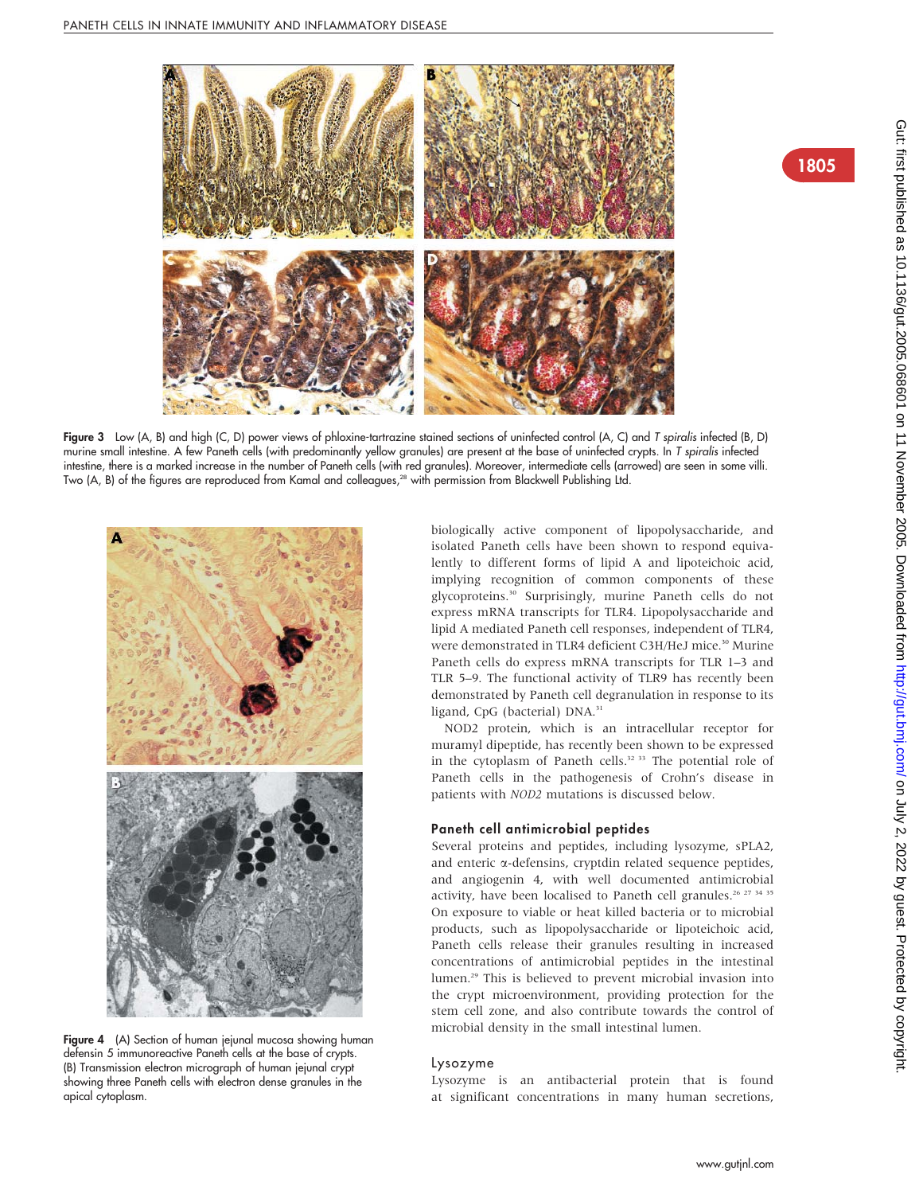Figure 3 Low (A, B) and high (C, D) power views of phloxine-tartrazine stained sections of uninfected control (A, C) and *T spiralis* infected (B, D) murine small intestine. A few Paneth cells (with predominantly yellow granules) are present at the base of uninfected crypts. In *T spiralis* infected intestine, there is a marked increase in the number of Paneth cells (with red granules). Moreover, intermediate cells (arrowed) are seen in some villi. Two (A, B) of the figures are reproduced from Kamal and colleagues,[28] with permission from Blackwell Publishing Ltd.

Figure 4 (A) Section of human jejunal mucosa showing human defensin 5 immunoreactive Paneth cells at the base of crypts. (B) Transmission electron micrograph of human jejunal crypt showing three Paneth cells with electron dense granules in the apical cytoplasm.

biologically active component of lipopolysaccharide, and isolated Paneth cells have been shown to respond equivalently to different forms of lipid A and lipoteichoic acid, implying recognition of common components of these glycoproteins.[30] Surprisingly, murine Paneth cells do not express mRNA transcripts for TLR4. Lipopolysaccharide and lipid A mediated Paneth cell responses, independent of TLR4, were demonstrated in TLR4 deficient C3H/HeJ mice.[30] Murine Paneth cells do express mRNA transcripts for TLR 1–3 and TLR 5–9. The functional activity of TLR9 has recently been demonstrated by Paneth cell degranulation in response to its ligand, CpG (bacterial) DNA.[31]

NOD2 protein, which is an intracellular receptor for muramyl dipeptide, has recently been shown to be expressed in the cytoplasm of Paneth cells.[32 33] The potential role of Paneth cells in the pathogenesis of Crohn's disease in patients with *NOD2* mutations is discussed below.

## Paneth cell antimicrobial peptides

Several proteins and peptides, including lysozyme, sPLA2, and enteric α-defensins, cryptdin related sequence peptides, and angiogenin 4, with well documented antimicrobial activity, have been localised to Paneth cell granules.[26 27 34 35] On exposure to viable or heat killed bacteria or to microbial products, such as lipopolysaccharide or lipoteichoic acid, Paneth cells release their granules resulting in increased concentrations of antimicrobial peptides in the intestinal lumen.[29] This is believed to prevent microbial invasion into the crypt microenvironment, providing protection for the stem cell zone, and also contribute towards the control of microbial density in the small intestinal lumen.

### Lysozyme

Lysozyme is an antibacterial protein that is found at significant concentrations in many human secretions,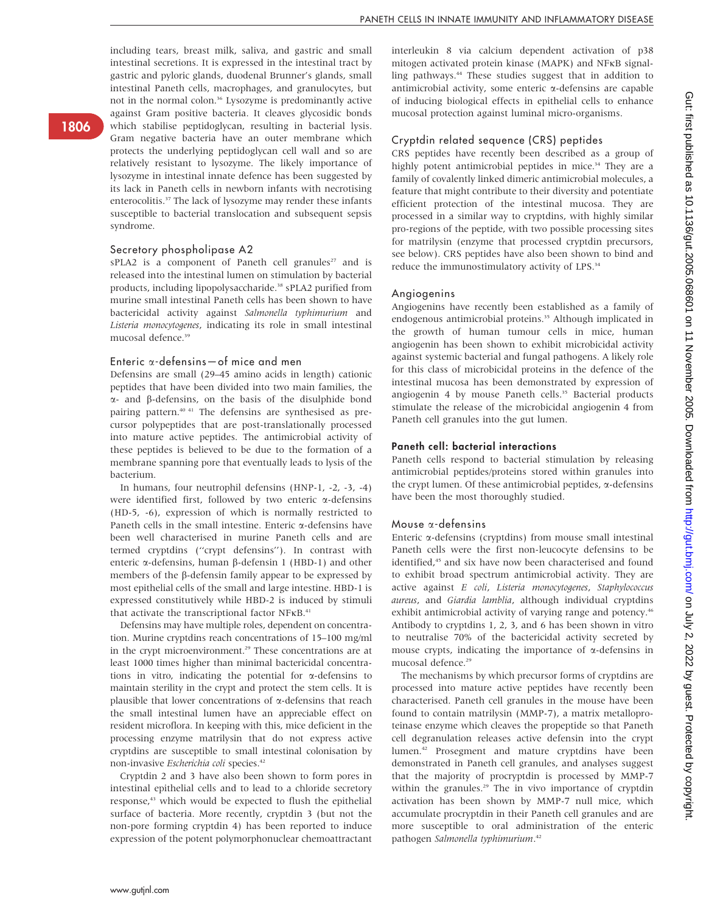including tears, breast milk, saliva, and gastric and small intestinal secretions. It is expressed in the intestinal tract by gastric and pyloric glands, duodenal Brunner's glands, small intestinal Paneth cells, macrophages, and granulocytes, but not in the normal colon.[36] Lysozyme is predominantly active against Gram positive bacteria. It cleaves glycosidic bonds which stabilise peptidoglycan, resulting in bacterial lysis. Gram negative bacteria have an outer membrane which protects the underlying peptidoglycan cell wall and so are relatively resistant to lysozyme. The likely importance of lysozyme in intestinal innate defence has been suggested by its lack in Paneth cells in newborn infants with necrotising enterocolitis.[37] The lack of lysozyme may render these infants susceptible to bacterial translocation and subsequent sepsis syndrome.

### Secretory phospholipase A2

sPLA2 is a component of Paneth cell granules[27] and is released into the intestinal lumen on stimulation by bacterial products, including lipopolysaccharide.[38] sPLA2 purified from murine small intestinal Paneth cells has been shown to have bactericidal activity against *Salmonella typhimurium* and *Listeria monocytogenes*, indicating its role in small intestinal mucosal defence.[39]

### Enteric α-defensins—of mice and men

Defensins are small (29–45 amino acids in length) cationic peptides that have been divided into two main families, the α- and β-defensins, on the basis of the disulphide bond pairing pattern.[40 41] The defensins are synthesised as precursor polypeptides that are post-translationally processed into mature active peptides. The antimicrobial activity of these peptides is believed to be due to the formation of a membrane spanning pore that eventually leads to lysis of the bacterium.

In humans, four neutrophil defensins (HNP-1, -2, -3, -4) were identified first, followed by two enteric α-defensins (HD-5, -6), expression of which is normally restricted to Paneth cells in the small intestine. Enteric α-defensins have been well characterised in murine Paneth cells and are termed cryptdins ("crypt defensins"). In contrast with enteric α-defensins, human β-defensin 1 (HBD-1) and other members of the β-defensin family appear to be expressed by most epithelial cells of the small and large intestine. HBD-1 is expressed constitutively while HBD-2 is induced by stimuli that activate the transcriptional factor NFκB.[41]

Defensins may have multiple roles, dependent on concentration. Murine cryptdins reach concentrations of 15–100 mg/ml in the crypt microenvironment.[29] These concentrations are at least 1000 times higher than minimal bactericidal concentrations in vitro, indicating the potential for α-defensins to maintain sterility in the crypt and protect the stem cells. It is plausible that lower concentrations of α-defensins that reach the small intestinal lumen have an appreciable effect on resident microflora. In keeping with this, mice deficient in the processing enzyme matrilysin that do not express active cryptdins are susceptible to small intestinal colonisation by non-invasive *Escherichia coli* species.[42]

Cryptdin 2 and 3 have also been shown to form pores in intestinal epithelial cells and to lead to a chloride secretory response,[43] which would be expected to flush the epithelial surface of bacteria. More recently, cryptdin 3 (but not the non-pore forming cryptdin 4) has been reported to induce expression of the potent polymorphonuclear chemoattractant interleukin 8 via calcium dependent activation of p38 mitogen activated protein kinase (MAPK) and NFκB signalling pathways.[44] These studies suggest that in addition to antimicrobial activity, some enteric α-defensins are capable of inducing biological effects in epithelial cells to enhance mucosal protection against luminal micro-organisms.

### Cryptdin related sequence (CRS) peptides

CRS peptides have recently been described as a group of highly potent antimicrobial peptides in mice.[34] They are a family of covalently linked dimeric antimicrobial molecules, a feature that might contribute to their diversity and potentiate efficient protection of the intestinal mucosa. They are processed in a similar way to cryptdins, with highly similar pro-regions of the peptide, with two possible processing sites for matrilysin (enzyme that processed cryptdin precursors, see below). CRS peptides have also been shown to bind and reduce the immunostimulatory activity of LPS.[34]

### Angiogenins

Angiogenins have recently been established as a family of endogenous antimicrobial proteins.[35] Although implicated in the growth of human tumour cells in mice, human angiogenin has been shown to exhibit microbicidal activity against systemic bacterial and fungal pathogens. A likely role for this class of microbicidal proteins in the defence of the intestinal mucosa has been demonstrated by expression of angiogenin 4 by mouse Paneth cells.[35] Bacterial products stimulate the release of the microbicidal angiogenin 4 from Paneth cell granules into the gut lumen.

## Paneth cell: bacterial interactions

Paneth cells respond to bacterial stimulation by releasing antimicrobial peptides/proteins stored within granules into the crypt lumen. Of these antimicrobial peptides, α-defensins have been the most thoroughly studied.

### Mouse α-defensins

Enteric α-defensins (cryptdins) from mouse small intestinal Paneth cells were the first non-leucocyte defensins to be identified,[45] and six have now been characterised and found to exhibit broad spectrum antimicrobial activity. They are active against *E coli*, *Listeria monocytogenes*, *Staphylococcus aureus*, and *Giardia lamblia*, although individual cryptdins exhibit antimicrobial activity of varying range and potency.[46] Antibody to cryptdins 1, 2, 3, and 6 has been shown in vitro to neutralise 70% of the bactericidal activity secreted by mouse crypts, indicating the importance of α-defensins in mucosal defence.[29]

The mechanisms by which precursor forms of cryptdins are processed into mature active peptides have recently been characterised. Paneth cell granules in the mouse have been found to contain matrilysin (MMP-7), a matrix metalloproteinase enzyme which cleaves the propeptide so that Paneth cell degranulation releases active defensin into the crypt lumen.[42] Prosegment and mature cryptdins have been demonstrated in Paneth cell granules, and analyses suggest that the majority of procryptdin is processed by MMP-7 within the granules.[29] The in vivo importance of cryptdin activation has been shown by MMP-7 null mice, which accumulate procryptdin in their Paneth cell granules and are more susceptible to oral administration of the enteric pathogen *Salmonella typhimurium*.[42]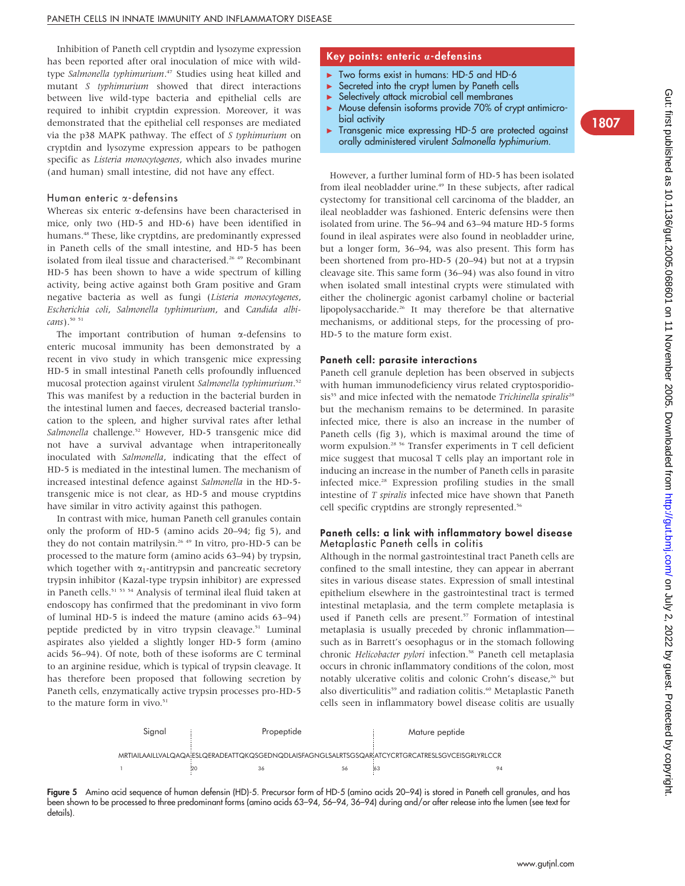Inhibition of Paneth cell cryptdin and lysozyme expression has been reported after oral inoculation of mice with wild-type *Salmonella typhimurium*.[47] Studies using heat killed and mutant *S typhimurium* showed that direct interactions between live wild-type bacteria and epithelial cells are required to inhibit cryptdin expression. Moreover, it was demonstrated that the epithelial cell responses are mediated via the p38 MAPK pathway. The effect of *S typhimurium* on cryptdin and lysozyme expression appears to be pathogen specific as *Listeria monocytogenes*, which also invades murine (and human) small intestine, did not have any effect.

### Human enteric α-defensins

Whereas six enteric α-defensins have been characterised in mice, only two (HD-5 and HD-6) have been identified in humans.[48] These, like cryptdins, are predominantly expressed in Paneth cells of the small intestine, and HD-5 has been isolated from ileal tissue and characterised.[26 49] Recombinant HD-5 has been shown to have a wide spectrum of killing activity, being active against both Gram positive and Gram negative bacteria as well as fungi (*Listeria monocytogenes*, *Escherichia coli*, *Salmonella typhimurium*, and *Candida albicans*).[50 51]

The important contribution of human α-defensins to enteric mucosal immunity has been demonstrated by a recent in vivo study in which transgenic mice expressing HD-5 in small intestinal Paneth cells profoundly influenced mucosal protection against virulent *Salmonella typhimurium*.[52] This was manifest by a reduction in the bacterial burden in the intestinal lumen and faeces, decreased bacterial translocation to the spleen, and higher survival rates after lethal *Salmonella* challenge.[52] However, HD-5 transgenic mice did not have a survival advantage when intraperitoneally inoculated with *Salmonella*, indicating that the effect of HD-5 is mediated in the intestinal lumen. The mechanism of increased intestinal defence against *Salmonella* in the HD-5-transgenic mice is not clear, as HD-5 and mouse cryptdins have similar in vitro activity against this pathogen.

In contrast with mice, human Paneth cell granules contain only the proform of HD-5 (amino acids 20–94; fig 5), and they do not contain matrilysin.[26 49] In vitro, pro-HD-5 can be processed to the mature form (amino acids 63–94) by trypsin, which together with $\alpha_1$-antitrypsin and pancreatic secretory trypsin inhibitor (Kazal-type trypsin inhibitor) are expressed in Paneth cells.[51 53 54] Analysis of terminal ileal fluid taken at endoscopy has confirmed that the predominant in vivo form of luminal HD-5 is indeed the mature (amino acids 63–94) peptide predicted by in vitro trypsin cleavage.[51] Luminal aspirates also yielded a slightly longer HD-5 form (amino acids 56–94). Of note, both of these isoforms are C terminal to an arginine residue, which is typical of trypsin cleavage. It has therefore been proposed that following secretion by Paneth cells, enzymatically active trypsin processes pro-HD-5 to the mature form in vivo.[51]

> **Key points: enteric α-defensins**
>
> - Two forms exist in humans: HD-5 and HD-6
> - Secreted into the crypt lumen by Paneth cells
> - Selectively attack microbial cell membranes
> - Mouse defensin isoforms provide 70% of crypt antimicrobial activity
> - Transgenic mice expressing HD-5 are protected against orally administered virulent *Salmonella typhimurium*.

However, a further luminal form of HD-5 has been isolated from ileal neobladder urine.[49] In these subjects, after radical cystectomy for transitional cell carcinoma of the bladder, an ileal neobladder was fashioned. Enteric defensins were then isolated from urine. The 56–94 and 63–94 mature HD-5 forms found in ileal aspirates were also found in neobladder urine, but a longer form, 36–94, was also present. This form has been shortened from pro-HD-5 (20–94) but not at a trypsin cleavage site. This same form (36–94) was also found in vitro when isolated small intestinal crypts were stimulated with either the cholinergic agonist carbamyl choline or bacterial lipopolysaccharide.[26] It may therefore be that alternative mechanisms, or additional steps, for the processing of pro-HD-5 to the mature form exist.

### Paneth cell: parasite interactions

Paneth cell granule depletion has been observed in subjects with human immunodeficiency virus related cryptosporidiosis[55] and mice infected with the nematode *Trichinella spiralis*[28] but the mechanism remains to be determined. In parasite infected mice, there is also an increase in the number of Paneth cells (fig 3), which is maximal around the time of worm expulsion.[28 56] Transfer experiments in T cell deficient mice suggest that mucosal T cells play an important role in inducing an increase in the number of Paneth cells in parasite infected mice.[28] Expression profiling studies in the small intestine of *T spiralis* infected mice have shown that Paneth cell specific cryptdins are strongly represented.[56]

### Paneth cells: a link with inflammatory bowel disease

#### Metaplastic Paneth cells in colitis

Although in the normal gastrointestinal tract Paneth cells are confined to the small intestine, they can appear in aberrant sites in various disease states. Expression of small intestinal epithelium elsewhere in the gastrointestinal tract is termed intestinal metaplasia, and the term complete metaplasia is used if Paneth cells are present.[57] Formation of intestinal metaplasia is usually preceded by chronic inflammation—such as in Barrett's oesophagus or in the stomach following chronic *Helicobacter pylori* infection.[58] Paneth cell metaplasia occurs in chronic inflammatory conditions of the colon, most notably ulcerative colitis and colonic Crohn's disease,[26] but also diverticulitis[59] and radiation colitis.[60] Metaplastic Paneth cells seen in inflammatory bowel disease colitis are usually

```
Signal                      Propeptide                                    Mature peptide
MRTIAILAAILLVALQAQA ESLQERADEATTQKQSGEDNQDLAISFAGNGLSALRTSGSQAR ATCYCRTGRCATRESLSGVCEISGRLYRLCCR
1                  20              36                   56        63                            94
```

**Figure 5** Amino acid sequence of human defensin (HD)-5. Precursor form of HD-5 (amino acids 20–94) is stored in Paneth cell granules, and has been shown to be processed to three predominant forms (amino acids 63–94, 56–94, 36–94) during and/or after release into the lumen (see text for details).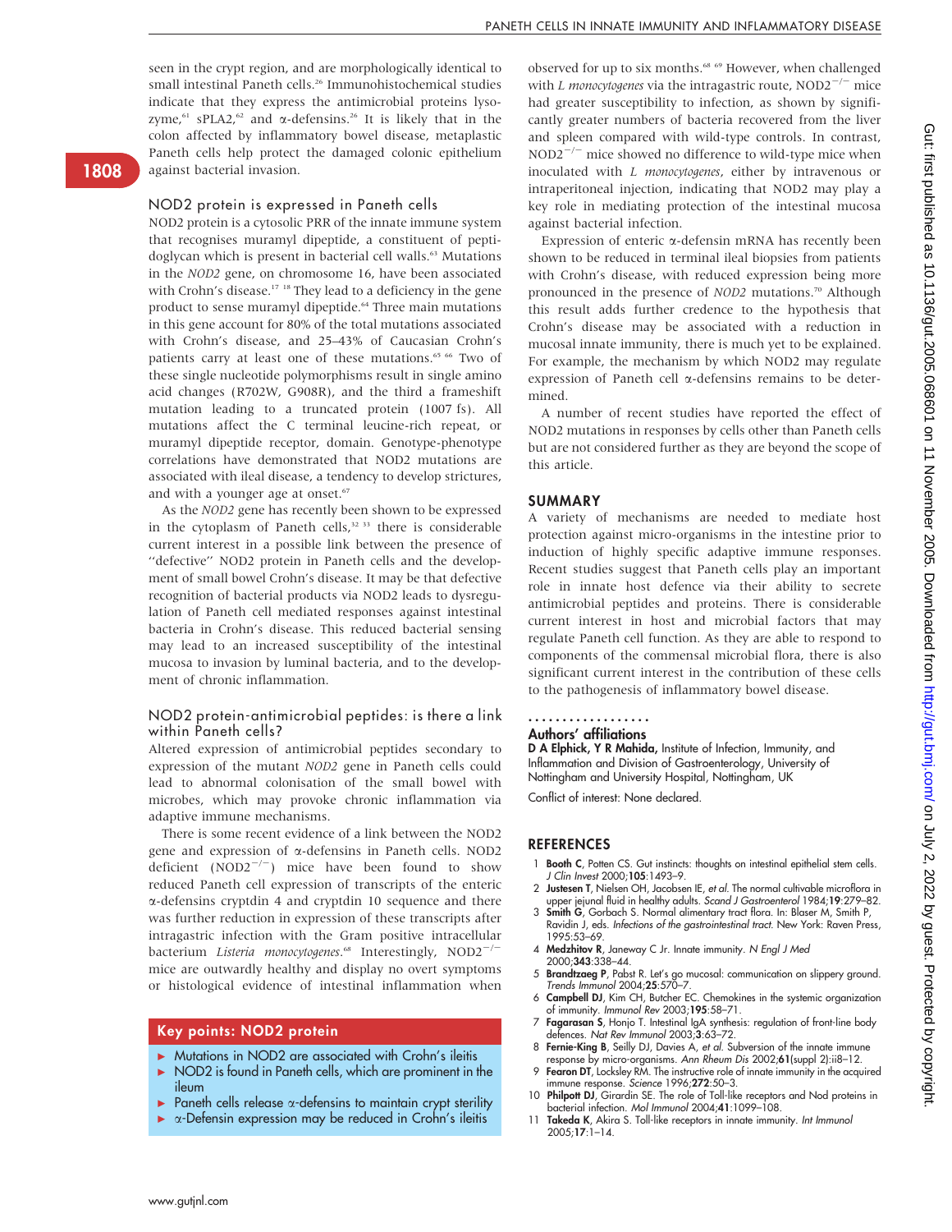seen in the crypt region, and are morphologically identical to small intestinal Paneth cells.[26] Immunohistochemical studies indicate that they express the antimicrobial proteins lysozyme,[61] sPLA2,[62] and α-defensins.[26] It is likely that in the colon affected by inflammatory bowel disease, metaplastic Paneth cells help protect the damaged colonic epithelium against bacterial invasion.

## NOD2 protein is expressed in Paneth cells

NOD2 protein is a cytosolic PRR of the innate immune system that recognises muramyl dipeptide, a constituent of peptidoglycan which is present in bacterial cell walls.[63] Mutations in the *NOD2* gene, on chromosome 16, have been associated with Crohn's disease.[17 18] They lead to a deficiency in the gene product to sense muramyl dipeptide.[64] Three main mutations in this gene account for 80% of the total mutations associated with Crohn's disease, and 25–43% of Caucasian Crohn's patients carry at least one of these mutations.[65 66] Two of these single nucleotide polymorphisms result in single amino acid changes (R702W, G908R), and the third a frameshift mutation leading to a truncated protein (1007 fs). All mutations affect the C terminal leucine-rich repeat, or muramyl dipeptide receptor, domain. Genotype-phenotype correlations have demonstrated that NOD2 mutations are associated with ileal disease, a tendency to develop strictures, and with a younger age at onset.[67]

As the *NOD2* gene has recently been shown to be expressed in the cytoplasm of Paneth cells,[32 33] there is considerable current interest in a possible link between the presence of "defective" NOD2 protein in Paneth cells and the development of small bowel Crohn's disease. It may be that defective recognition of bacterial products via NOD2 leads to dysregulation of Paneth cell mediated responses against intestinal bacteria in Crohn's disease. This reduced bacterial sensing may lead to an increased susceptibility of the intestinal mucosa to invasion by luminal bacteria, and to the development of chronic inflammation.

## NOD2 protein-antimicrobial peptides: is there a link within Paneth cells?

Altered expression of antimicrobial peptides secondary to expression of the mutant *NOD2* gene in Paneth cells could lead to abnormal colonisation of the small bowel with microbes, which may provoke chronic inflammation via adaptive immune mechanisms.

There is some recent evidence of a link between the NOD2 gene and expression of α-defensins in Paneth cells. NOD2 deficient ($NOD2^{-/-}$) mice have been found to show reduced Paneth cell expression of transcripts of the enteric α-defensins cryptdin 4 and cryptdin 10 sequence and there was further reduction in expression of these transcripts after intragastric infection with the Gram positive intracellular bacterium *Listeria monocytogenes*.[68] Interestingly, $NOD2^{-/-}$ mice are outwardly healthy and display no overt symptoms or histological evidence of intestinal inflammation when observed for up to six months.[68 69] However, when challenged with *L monocytogenes* via the intragastric route, $NOD2^{-/-}$ mice had greater susceptibility to infection, as shown by significantly greater numbers of bacteria recovered from the liver and spleen compared with wild-type controls. In contrast, $NOD2^{-/-}$ mice showed no difference to wild-type mice when inoculated with *L monocytogenes*, either by intravenous or intraperitoneal injection, indicating that NOD2 may play a key role in mediating protection of the intestinal mucosa against bacterial infection.

Expression of enteric α-defensin mRNA has recently been shown to be reduced in terminal ileal biopsies from patients with Crohn's disease, with reduced expression being more pronounced in the presence of *NOD2* mutations.[70] Although this result adds further credence to the hypothesis that Crohn's disease may be associated with a reduction in mucosal innate immunity, there is much yet to be explained. For example, the mechanism by which NOD2 may regulate expression of Paneth cell α-defensins remains to be determined.

A number of recent studies have reported the effect of NOD2 mutations in responses by cells other than Paneth cells but are not considered further as they are beyond the scope of this article.

> **Key points: NOD2 protein**
>
> - Mutations in NOD2 are associated with Crohn's ileitis
> - NOD2 is found in Paneth cells, which are prominent in the ileum
> - Paneth cells release α-defensins to maintain crypt sterility
> - α-Defensin expression may be reduced in Crohn's ileitis

## SUMMARY

A variety of mechanisms are needed to mediate host protection against micro-organisms in the intestine prior to induction of highly specific adaptive immune responses. Recent studies suggest that Paneth cells play an important role in innate host defence via their ability to secrete antimicrobial peptides and proteins. There is considerable current interest in host and microbial factors that may regulate Paneth cell function. As they are able to respond to components of the commensal microbial flora, there is also significant current interest in the contribution of these cells to the pathogenesis of inflammatory bowel disease.

### Authors' affiliations

**D A Elphick, Y R Mahida,** Institute of Infection, Immunity, and Inflammation and Division of Gastroenterology, University of Nottingham and University Hospital, Nottingham, UK

Conflict of interest: None declared.

## REFERENCES

1. **Booth C**, Potten CS. Gut instincts: thoughts on intestinal epithelial stem cells. *J Clin Invest* 2000;**105**:1493–9.
2. **Justesen T**, Nielsen OH, Jacobsen IE, *et al.* The normal cultivable microflora in upper jejunal fluid in healthy adults. *Scand J Gastroenterol* 1984;**19**:279–82.
3. **Smith G**, Gorbach S. Normal alimentary tract flora. In: Blaser M, Smith P, Ravidin J, eds. *Infections of the gastrointestinal tract*. New York: Raven Press, 1995:53–69.
4. **Medzhitov R**, Janeway C Jr. Innate immunity. *N Engl J Med* 2000;**343**:338–44.
5. **Brandtzaeg P**, Pabst R. Let's go mucosal: communication on slippery ground. *Trends Immunol* 2004;**25**:570–7.
6. **Campbell DJ**, Kim CH, Butcher EC. Chemokines in the systemic organization of immunity. *Immunol Rev* 2003;**195**:58–71.
7. **Fagarasan S**, Honjo T. Intestinal IgA synthesis: regulation of front-line body defences. *Nat Rev Immunol* 2003;**3**:63–72.
8. **Fernie-King B**, Seilly DJ, Davies A, *et al.* Subversion of the innate immune response by micro-organisms. *Ann Rheum Dis* 2002;**61**(suppl 2):ii8–12.
9. **Fearon DT**, Locksley RM. The instructive role of innate immunity in the acquired immune response. *Science* 1996;**272**:50–3.
10. **Philpott DJ**, Girardin SE. The role of Toll-like receptors and Nod proteins in bacterial infection. *Mol Immunol* 2004;**41**:1099–108.
11. **Takeda K**, Akira S. Toll-like receptors in innate immunity. *Int Immunol* 2005;**17**:1–14.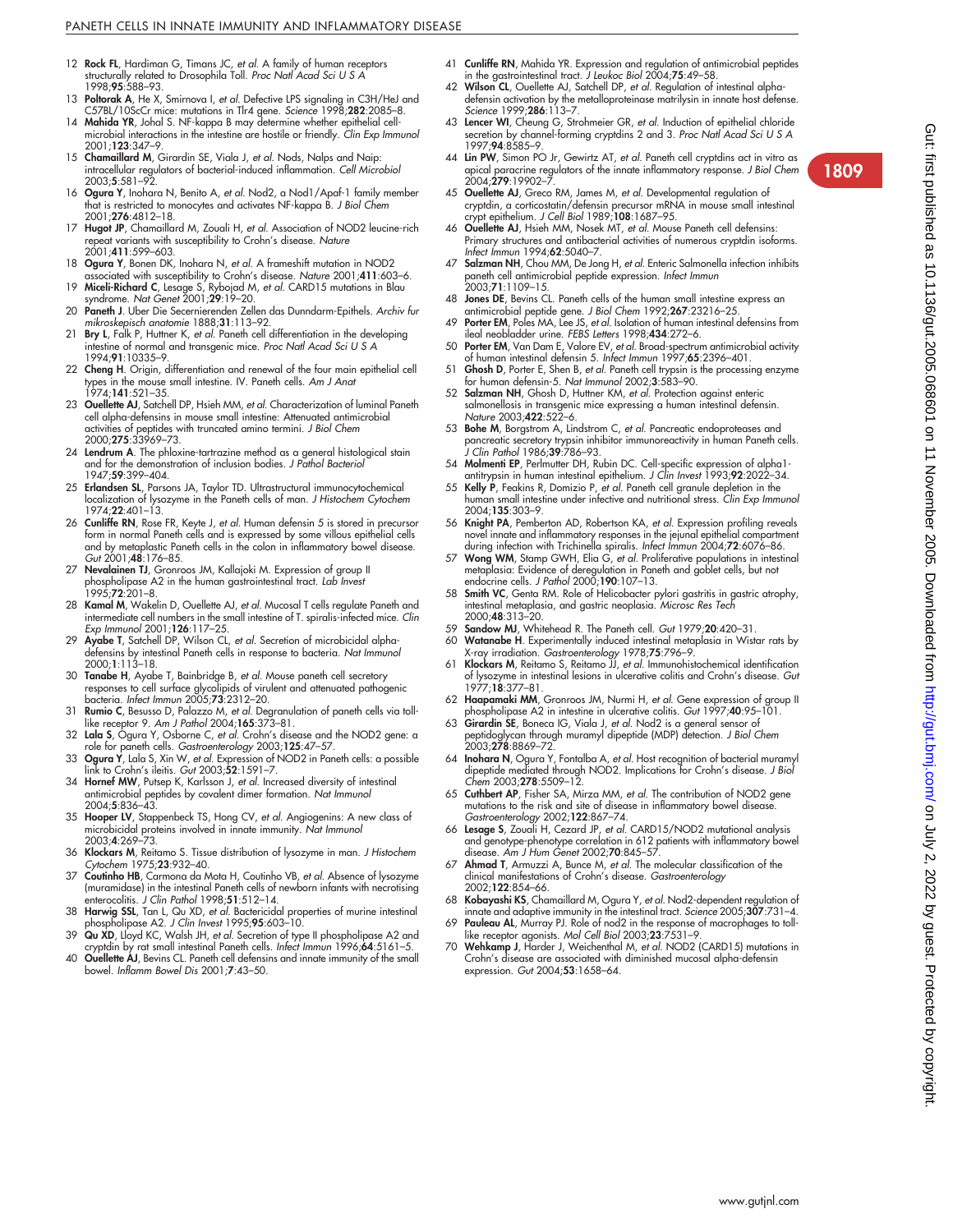12 **Rock FL**, Hardiman G, Timans JC, *et al.* A family of human receptors structurally related to Drosophila Toll. *Proc Natl Acad Sci U S A* 1998;**95**:588–93.
13 **Poltorak A**, He X, Smirnova I, *et al.* Defective LPS signaling in C3H/HeJ and C57BL/10ScCr mice: mutations in Tlr4 gene. *Science* 1998;**282**:2085–8.
14 **Mahida YR**, Johal S. NF-kappa B may determine whether epithelial cell-microbial interactions in the intestine are hostile or friendly. *Clin Exp Immunol* 2001;**123**:347–9.
15 **Chamaillard M**, Girardin SE, Viala J, *et al.* Nods, Nalps and Naip: intracellular regulators of bacterial-induced inflammation. *Cell Microbiol* 2003;**5**:581–92.
16 **Ogura Y**, Inohara N, Benito A, *et al.* Nod2, a Nod1/Apaf-1 family member that is restricted to monocytes and activates NF-kappa B. *J Biol Chem* 2001;**276**:4812–18.
17 **Hugot JP**, Chamaillard M, Zouali H, *et al.* Association of NOD2 leucine-rich repeat variants with susceptibility to Crohn's disease. *Nature* 2001;**411**:599–603.
18 **Ogura Y**, Bonen DK, Inohara N, *et al.* A frameshift mutation in NOD2 associated with susceptibility to Crohn's disease. *Nature* 2001;**411**:603–6.
19 **Miceli-Richard C**, Lesage S, Rybojad M, *et al.* CARD15 mutations in Blau syndrome. *Nat Genet* 2001;**29**:19–20.
20 **Paneth J**. Uber Die Secernierenden Zellen das Dunndarm-Epithels. *Archiv fur mikroskepisch anatomie* 1888;**31**:113–92.
21 **Bry L**, Falk P, Huttner K, *et al.* Paneth cell differentiation in the developing intestine of normal and transgenic mice. *Proc Natl Acad Sci U S A* 1994;**91**:10335–9.
22 **Cheng H**. Origin, differentiation and renewal of the four main epithelial cell types in the mouse small intestine. IV. Paneth cells. *Am J Anat* 1974;**141**:521–35.
23 **Ouellette AJ**, Satchell DP, Hsieh MM, *et al.* Characterization of luminal Paneth cell alpha-defensins in mouse small intestine: Attenuated antimicrobial activities of peptides with truncated amino termini. *J Biol Chem* 2000;**275**:33969–73.
24 **Lendrum A**. The phloxine-tartrazine method as a general histological stain and for the demonstration of inclusion bodies. *J Pathol Bacteriol* 1947;**59**:399–404.
25 **Erlandsen SL**, Parsons JA, Taylor TD. Ultrastructural immunocytochemical localization of lysozyme in the Paneth cells of man. *J Histochem Cytochem* 1974;**22**:401–13.
26 **Cunliffe RN**, Rose FR, Keyte J, *et al.* Human defensin 5 is stored in precursor form in normal Paneth cells and is expressed by some villous epithelial cells and by metaplastic Paneth cells in the colon in inflammatory bowel disease. *Gut* 2001;**48**:176–85.
27 **Nevalainen TJ**, Gronroos JM, Kallajoki M. Expression of group II phospholipase A2 in the human gastrointestinal tract. *Lab Invest* 1995;**72**:201–8.
28 **Kamal M**, Wakelin D, Ouellette AJ, *et al.* Mucosal T cells regulate Paneth and intermediate cell numbers in the small intestine of T. spiralis-infected mice. *Clin Exp Immunol* 2001;**126**:117–25.
29 **Ayabe T**, Satchell DP, Wilson CL, *et al.* Secretion of microbicidal alpha-defensins by intestinal Paneth cells in response to bacteria. *Nat Immunol* 2000;**1**:113–18.
30 **Tanabe H**, Ayabe T, Bainbridge B, *et al.* Mouse paneth cell secretory responses to cell surface glycolipids of virulent and attenuated pathogenic bacteria. *Infect Immun* 2005;**73**:2312–20.
31 **Rumio C**, Besusso D, Palazzo M, *et al.* Degranulation of paneth cells via toll-like receptor 9. *Am J Pathol* 2004;**165**:373–81.
32 **Lala S**, Ogura Y, Osborne C, *et al.* Crohn's disease and the NOD2 gene: a role for paneth cells. *Gastroenterology* 2003;**125**:47–57.
33 **Ogura Y**, Lala S, Xin W, *et al.* Expression of NOD2 in Paneth cells: a possible link to Crohn's ileitis. *Gut* 2003;**52**:1591–7.
34 **Hornef MW**, Putsep K, Karlsson J, *et al.* Increased diversity of intestinal antimicrobial peptides by covalent dimer formation. *Nat Immunol* 2004;**5**:836–43.
35 **Hooper LV**, Stappenbeck TS, Hong CV, *et al.* Angiogenins: A new class of microbicidal proteins involved in innate immunity. *Nat Immunol* 2003;**4**:269–73.
36 **Klockars M**, Reitamo S. Tissue distribution of lysozyme in man. *J Histochem Cytochem* 1975;**23**:932–40.
37 **Coutinho HB**, Carmona da Mota H, Coutinho VB, *et al.* Absence of lysozyme (muramidase) in the intestinal Paneth cells of newborn infants with necrotising enterocolitis. *J Clin Pathol* 1998;**51**:512–14.
38 **Harwig SSL**, Tan L, Qu XD, *et al.* Bactericidal properties of murine intestinal phospholipase A2. *J Clin Invest* 1995;**95**:603–10.
39 **Qu XD**, Lloyd KC, Walsh JH, *et al.* Secretion of type II phospholipase A2 and cryptdin by rat small intestinal Paneth cells. *Infect Immun* 1996;**64**:5161–5.
40 **Ouellette AJ**, Bevins CL. Paneth cell defensins and innate immunity of the small bowel. *Inflamm Bowel Dis* 2001;**7**:43–50.
41 **Cunliffe RN**, Mahida YR. Expression and regulation of antimicrobial peptides in the gastrointestinal tract. *J Leukoc Biol* 2004;**75**:49–58.
42 **Wilson CL**, Ouellette AJ, Satchell DP, *et al.* Regulation of intestinal alpha-defensin activation by the metalloproteinase matrilysin in innate host defense. *Science* 1999;**286**:113–7.
43 **Lencer WI**, Cheung G, Strohmeier GR, *et al.* Induction of epithelial chloride secretion by channel-forming cryptdins 2 and 3. *Proc Natl Acad Sci U S A* 1997;**94**:8585–9.
44 **Lin PW**, Simon PO Jr, Gewirtz AT, *et al.* Paneth cell cryptdins act in vitro as apical paracrine regulators of the innate inflammatory response. *J Biol Chem* 2004;**279**:19902–7.
45 **Ouellette AJ**, Greco RM, James M, *et al.* Developmental regulation of cryptdin, a corticostatin/defensin precursor mRNA in mouse small intestinal crypt epithelium. *J Cell Biol* 1989;**108**:1687–95.
46 **Ouellette AJ**, Hsieh MM, Nosek MT, *et al.* Mouse Paneth cell defensins: Primary structures and antibacterial activities of numerous cryptdin isoforms. *Infect Immun* 1994;**62**:5040–7.
47 **Salzman NH**, Chou MM, De Jong H, *et al.* Enteric Salmonella infection inhibits paneth cell antimicrobial peptide expression. *Infect Immun* 2003;**71**:1109–15.
48 **Jones DE**, Bevins CL. Paneth cells of the human small intestine express an antimicrobial peptide gene. *J Biol Chem* 1992;**267**:23216–25.
49 **Porter EM**, Poles MA, Lee JS, *et al.* Isolation of human intestinal defensins from ileal neobladder urine. *FEBS Letters* 1998;**434**:272–6.
50 **Porter EM**, Van Dam E, Valore EV, *et al.* Broad-spectrum antimicrobial activity of human intestinal defensin 5. *Infect Immun* 1997;**65**:2396–401.
51 **Ghosh D**, Porter E, Shen B, *et al.* Paneth cell trypsin is the processing enzyme for human defensin-5. *Nat Immunol* 2002;**3**:583–90.
52 **Salzman NH**, Ghosh D, Huttner KM, *et al.* Protection against enteric salmonellosis in transgenic mice expressing a human intestinal defensin. *Nature* 2003;**422**:522–6.
53 **Bohe M**, Borgstrom A, Lindstrom C, *et al.* Pancreatic endoproteases and pancreatic secretory trypsin inhibitor immunoreactivity in human Paneth cells. *J Clin Pathol* 1986;**39**:786–93.
54 **Molmenti EP**, Perlmutter DH, Rubin DC. Cell-specific expression of alpha1-antitrypsin in human intestinal epithelium. *J Clin Invest* 1993;**92**:2022–34.
55 **Kelly P**, Feakins R, Domizio P, *et al.* Paneth cell granule depletion in the human small intestine under infective and nutritional stress. *Clin Exp Immunol* 2004;**135**:303–9.
56 **Knight PA**, Pemberton AD, Robertson KA, *et al.* Expression profiling reveals novel innate and inflammatory responses in the jejunal epithelial compartment during infection with Trichinella spiralis. *Infect Immun* 2004;**72**:6076–86.
57 **Wong WM**, Stamp GWH, Elia G, *et al.* Proliferative populations in intestinal metaplasia: Evidence of deregulation in Paneth and goblet cells, but not endocrine cells. *J Pathol* 2000;**190**:107–13.
58 **Smith VC**, Genta RM. Role of Helicobacter pylori gastritis in gastric atrophy, intestinal metaplasia, and gastric neoplasia. *Microsc Res Tech* 2000;**48**:313–20.
59 **Sandow MJ**, Whitehead R. The Paneth cell. *Gut* 1979;**20**:420–31.
60 **Watanabe H**. Experimentally induced intestinal metaplasia in Wistar rats by X-ray irradiation. *Gastroenterology* 1978;**75**:796–9.
61 **Klockars M**, Reitamo S, Reitamo JJ, *et al.* Immunohistochemical identification of lysozyme in intestinal lesions in ulcerative colitis and Crohn's disease. *Gut* 1977;**18**:377–81.
62 **Haapamaki MM**, Gronroos JM, Nurmi H, *et al.* Gene expression of group II phospholipase A2 in intestine in ulcerative colitis. *Gut* 1997;**40**:95–101.
63 **Girardin SE**, Boneca IG, Viala J, *et al.* Nod2 is a general sensor of peptidoglycan through muramyl dipeptide (MDP) detection. *J Biol Chem* 2003;**278**:8869–72.
64 **Inohara N**, Ogura Y, Fontalba A, *et al.* Host recognition of bacterial muramyl dipeptide mediated through NOD2. Implications for Crohn's disease. *J Biol Chem* 2003;**278**:5509–12.
65 **Cuthbert AP**, Fisher SA, Mirza MM, *et al.* The contribution of NOD2 gene mutations to the risk and site of disease in inflammatory bowel disease. *Gastroenterology* 2002;**122**:867–74.
66 **Lesage S**, Zouali H, Cezard JP, *et al.* CARD15/NOD2 mutational analysis and genotype-phenotype correlation in 612 patients with inflammatory bowel disease. *Am J Hum Genet* 2002;**70**:845–57.
67 **Ahmad T**, Armuzzi A, Bunce M, *et al.* The molecular classification of the clinical manifestations of Crohn's disease. *Gastroenterology* 2002;**122**:854–66.
68 **Kobayashi KS**, Chamaillard M, Ogura Y, *et al.* Nod2-dependent regulation of innate and adaptive immunity in the intestinal tract. *Science* 2005;**307**:731–4.
69 **Pauleau AL**, Murray PJ. Role of nod2 in the response of macrophages to toll-like receptor agonists. *Mol Cell Biol* 2003;**23**:7531–9.
70 **Wehkamp J**, Harder J, Weichenthal M, *et al.* NOD2 (CARD15) mutations in Crohn's disease are associated with diminished mucosal alpha-defensin expression. *Gut* 2004;**53**:1658–64.